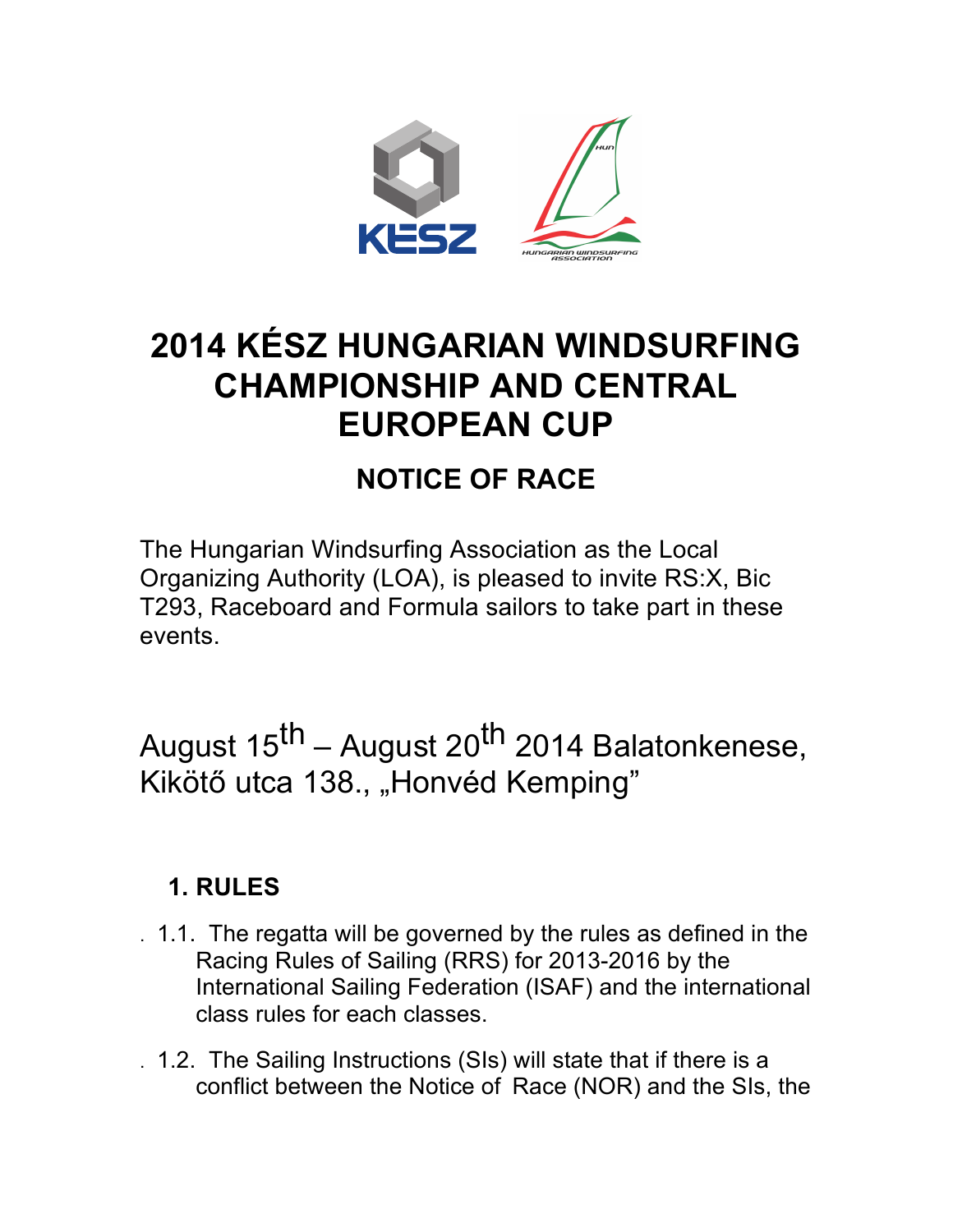# 2014 KÉSZ HUNGARIAN WINDSURFING CHAMPIONSHIP AND CENTRAL EUROPEAN CUP

## NOTICE OF RACE

The Hungarian Windsurfing Association as the Local Organizing Authority (LOA), is pleased to invite RS:X, Bic T293, Raceboard and Formula sailors to take part in these events.

August 15th – August 20th 2014 Balatonkenese, Kikötő utca 138., „Honvéd Kemping"

### 1. RULES

1.1. The regatta will be governed by the rules as defined in the Racing Rules of Sailing (RRS) for 2013-2016 by the International Sailing Federation (ISAF) and the international class rules for each classes.

1.2. The Sailing Instructions (SIs) will state that if there is a conflict between the Notice of Race (NOR) and the SIs, the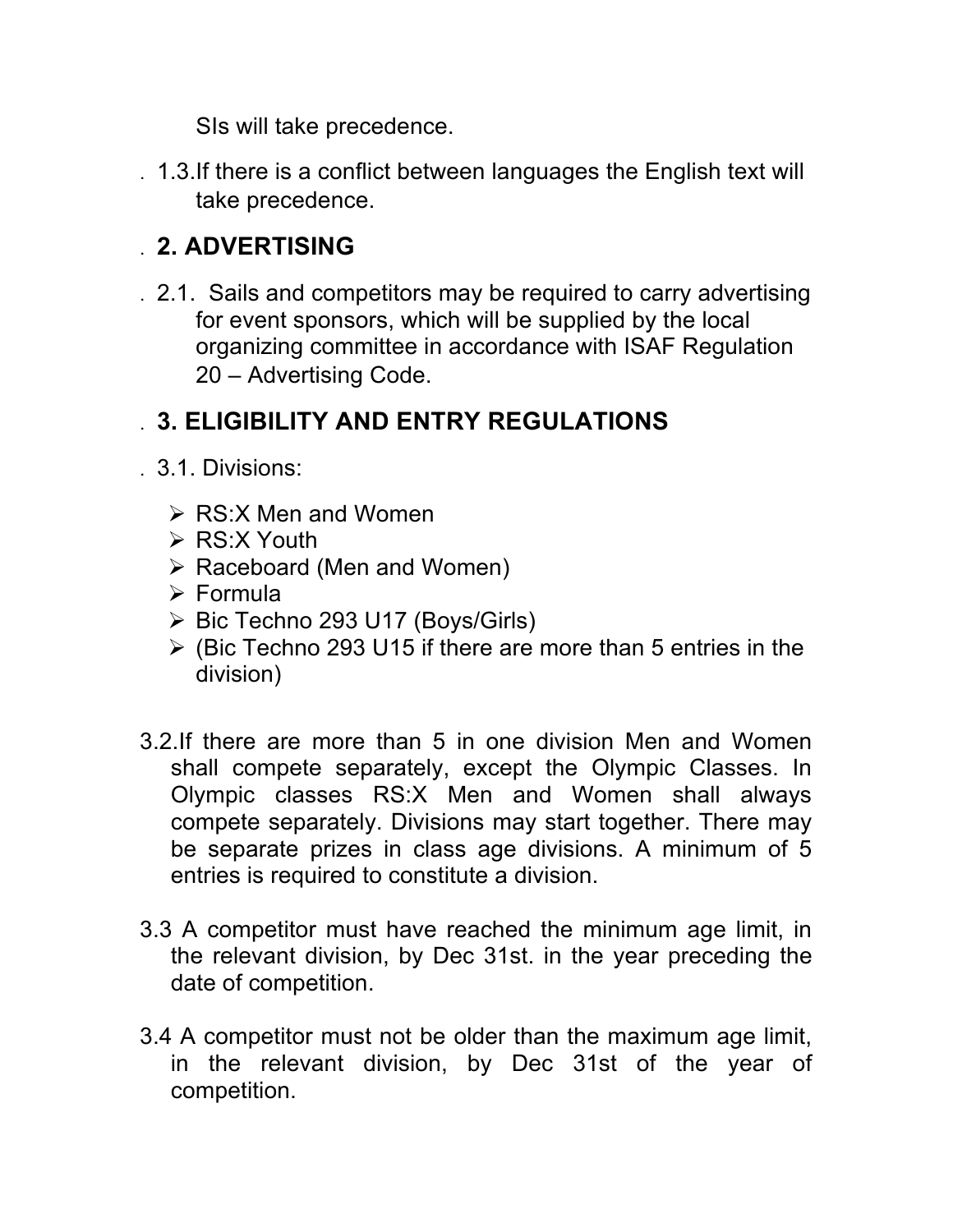SIs will take precedence.

1.3. If there is a conflict between languages the English text will take precedence.

## 2. ADVERTISING

2.1. Sails and competitors may be required to carry advertising for event sponsors, which will be supplied by the local organizing committee in accordance with ISAF Regulation 20 – Advertising Code.

## 3. ELIGIBILITY AND ENTRY REGULATIONS

3.1. Divisions:

- RS:X Men and Women
- RS:X Youth
- Raceboard (Men and Women)
- Formula
- Bic Techno 293 U17 (Boys/Girls)
- (Bic Techno 293 U15 if there are more than 5 entries in the division)

3.2. If there are more than 5 in one division Men and Women shall compete separately, except the Olympic Classes. In Olympic classes RS:X Men and Women shall always compete separately. Divisions may start together. There may be separate prizes in class age divisions. A minimum of 5 entries is required to constitute a division.

3.3 A competitor must have reached the minimum age limit, in the relevant division, by Dec 31st. in the year preceding the date of competition.

3.4 A competitor must not be older than the maximum age limit, in the relevant division, by Dec 31st of the year of competition.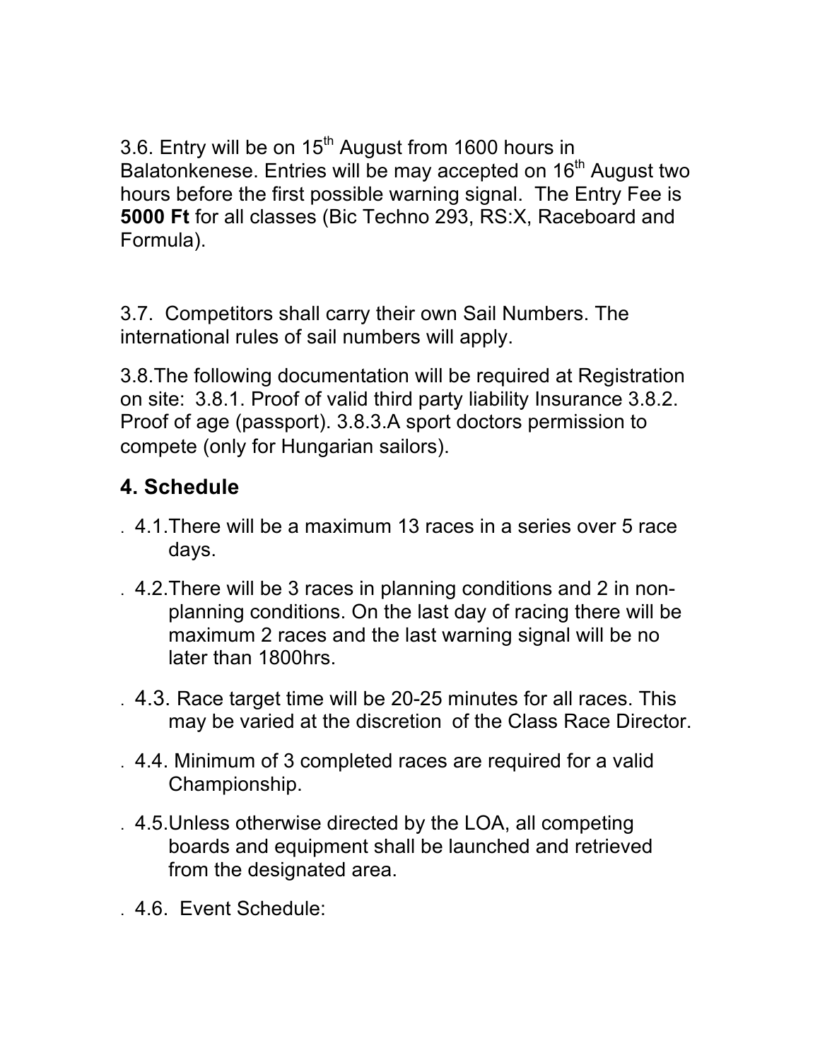3.6. Entry will be on 15th August from 1600 hours in Balatonkenese. Entries will be may accepted on 16th August two hours before the first possible warning signal. The Entry Fee is **5000 Ft** for all classes (Bic Techno 293, RS:X, Raceboard and Formula).

3.7. Competitors shall carry their own Sail Numbers. The international rules of sail numbers will apply.

3.8.The following documentation will be required at Registration on site: 3.8.1. Proof of valid third party liability Insurance 3.8.2. Proof of age (passport). 3.8.3.A sport doctors permission to compete (only for Hungarian sailors).

## 4. Schedule

- 4.1.There will be a maximum 13 races in a series over 5 race days.
- 4.2.There will be 3 races in planning conditions and 2 in non-planning conditions. On the last day of racing there will be maximum 2 races and the last warning signal will be no later than 1800hrs.
- 4.3. Race target time will be 20-25 minutes for all races. This may be varied at the discretion of the Class Race Director.
- 4.4. Minimum of 3 completed races are required for a valid Championship.
- 4.5.Unless otherwise directed by the LOA, all competing boards and equipment shall be launched and retrieved from the designated area.
- 4.6. Event Schedule: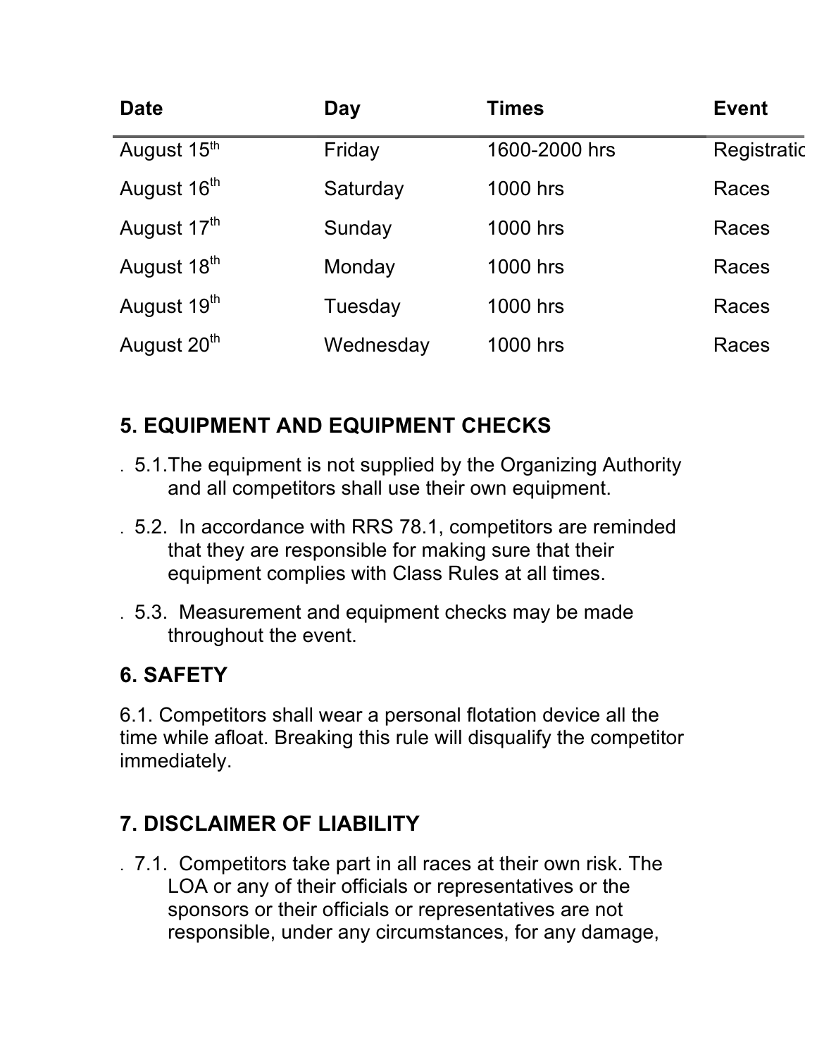| Date | Day | Times | Event |
|---|---|---|---|
| August 15th | Friday | 1600-2000 hrs | Registratic |
| August 16th | Saturday | 1000 hrs | Races |
| August 17th | Sunday | 1000 hrs | Races |
| August 18th | Monday | 1000 hrs | Races |
| August 19th | Tuesday | 1000 hrs | Races |
| August 20th | Wednesday | 1000 hrs | Races |

## 5. EQUIPMENT AND EQUIPMENT CHECKS

5.1. The equipment is not supplied by the Organizing Authority and all competitors shall use their own equipment.

5.2. In accordance with RRS 78.1, competitors are reminded that they are responsible for making sure that their equipment complies with Class Rules at all times.

5.3. Measurement and equipment checks may be made throughout the event.

## 6. SAFETY

6.1. Competitors shall wear a personal flotation device all the time while afloat. Breaking this rule will disqualify the competitor immediately.

## 7. DISCLAIMER OF LIABILITY

7.1. Competitors take part in all races at their own risk. The LOA or any of their officials or representatives or the sponsors or their officials or representatives are not responsible, under any circumstances, for any damage,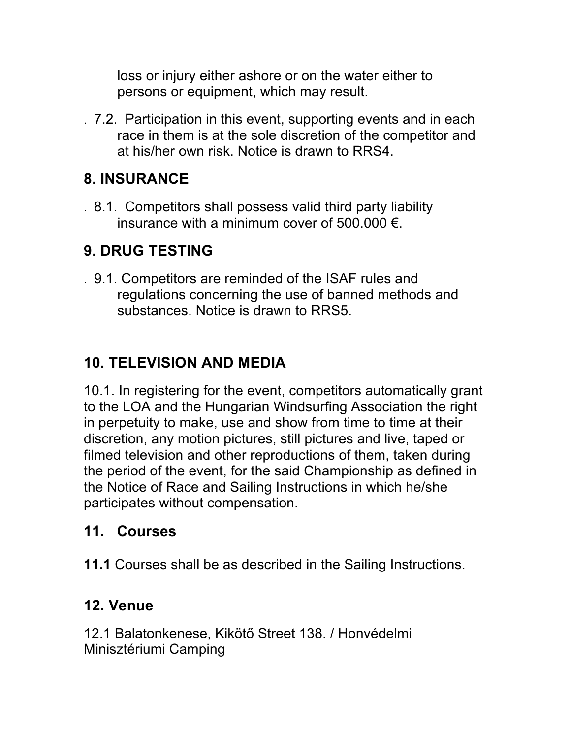loss or injury either ashore or on the water either to persons or equipment, which may result.

7.2. Participation in this event, supporting events and in each race in them is at the sole discretion of the competitor and at his/her own risk. Notice is drawn to RRS4.

## 8. INSURANCE

8.1. Competitors shall possess valid third party liability insurance with a minimum cover of 500.000 €.

## 9. DRUG TESTING

9.1. Competitors are reminded of the ISAF rules and regulations concerning the use of banned methods and substances. Notice is drawn to RRS5.

## 10. TELEVISION AND MEDIA

10.1. In registering for the event, competitors automatically grant to the LOA and the Hungarian Windsurfing Association the right in perpetuity to make, use and show from time to time at their discretion, any motion pictures, still pictures and live, taped or filmed television and other reproductions of them, taken during the period of the event, for the said Championship as defined in the Notice of Race and Sailing Instructions in which he/she participates without compensation.

## 11. Courses

**11.1** Courses shall be as described in the Sailing Instructions.

## 12. Venue

12.1 Balatonkenese, Kikötő Street 138. / Honvédelmi Minisztériumi Camping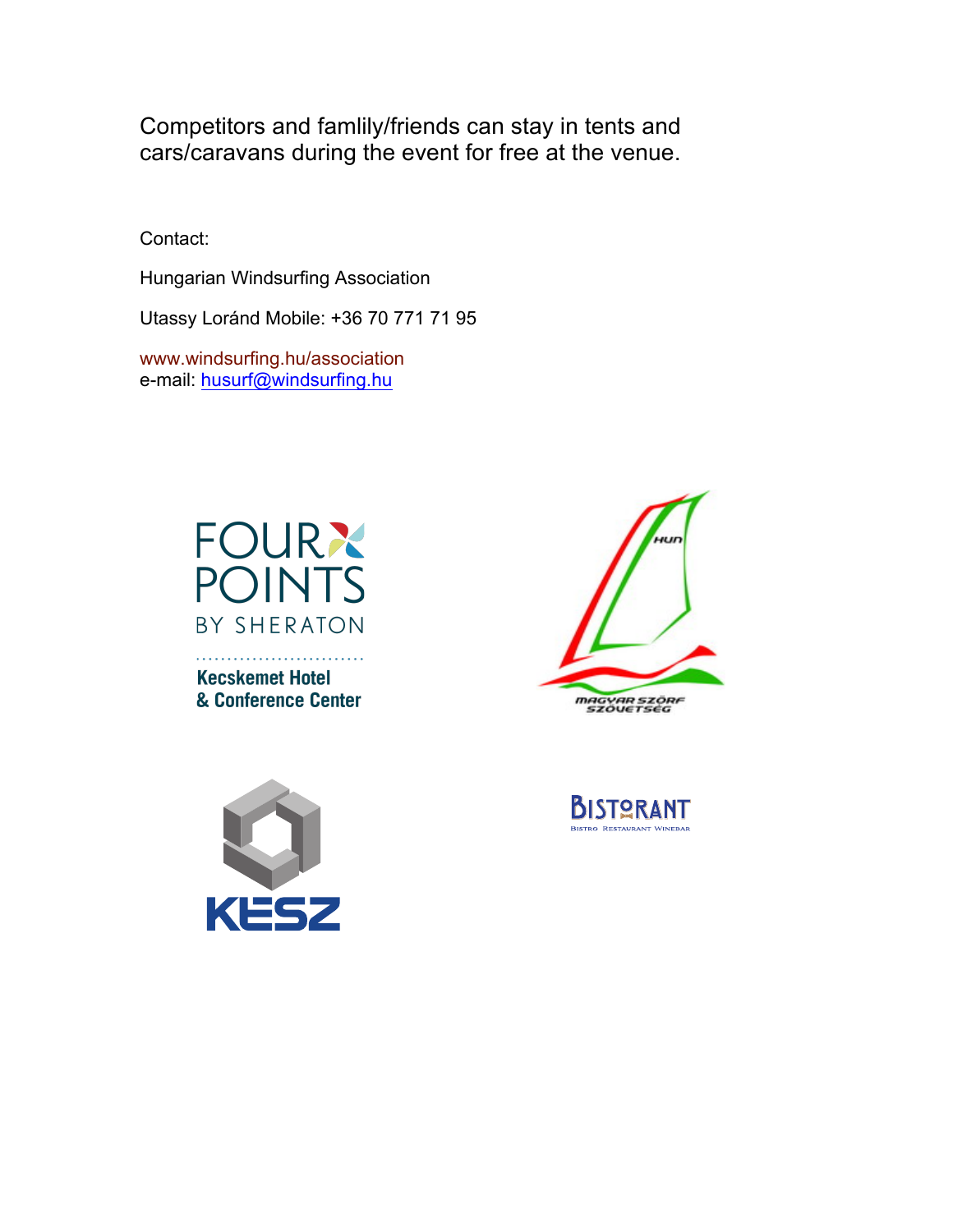Competitors and famlily/friends can stay in tents and cars/caravans during the event for free at the venue.

Contact:

Hungarian Windsurfing Association

Utassy Loránd Mobile: +36 70 771 71 95

www.windsurfing.hu/association
e-mail: husurf@windsurfing.hu